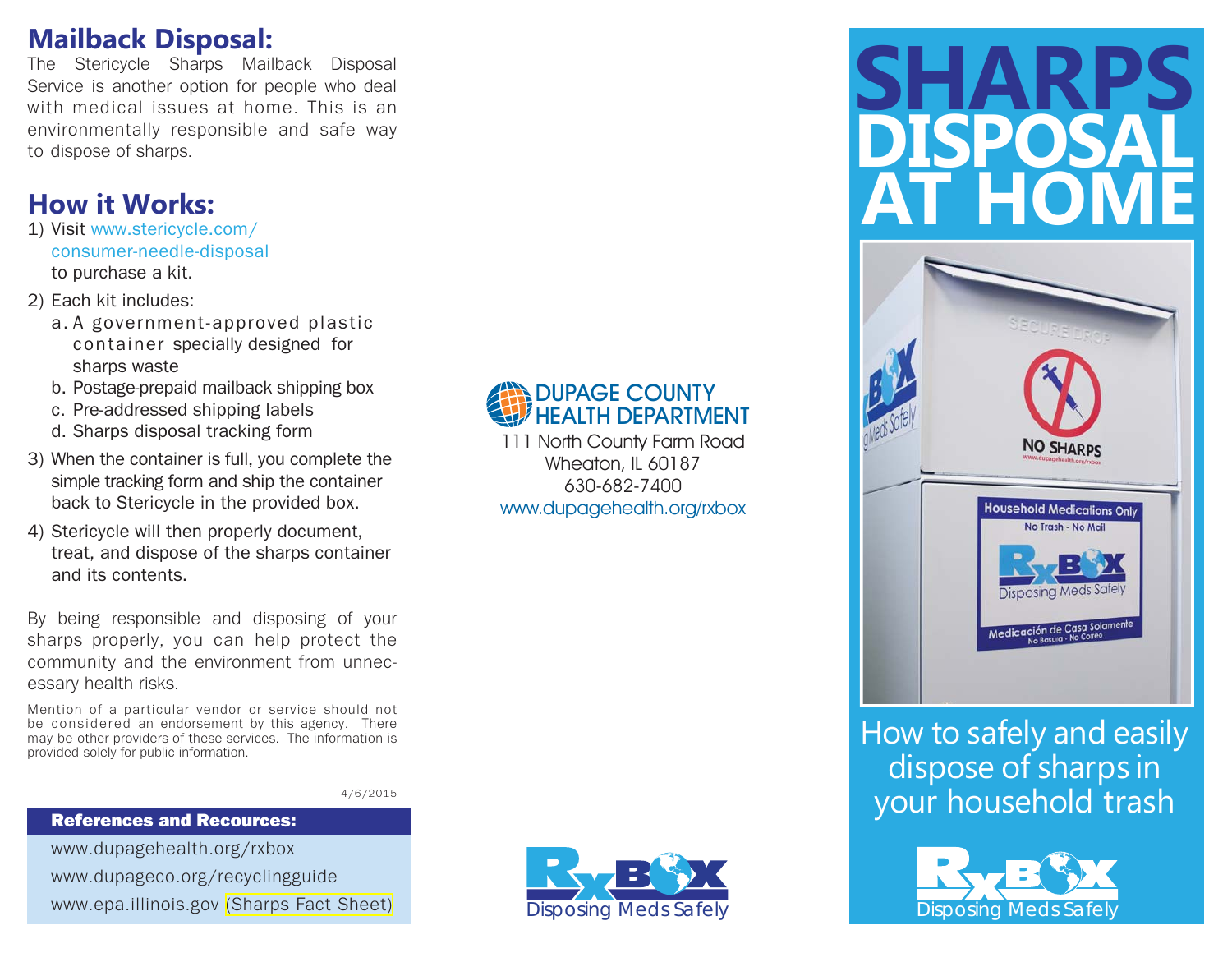## Mailback Disposal:

The Stericycle Sharps Mailback Disposal Service is another option for people who deal with medical issues at home. This is an environmentally responsible and safe way to dispose of sharps.

## How it Works:

1) Visit www.stericycle.com/consumer-needle-disposal to purchase a kit.
2) Each kit includes:
   a. A government-approved plastic container specially designed for sharps waste
   b. Postage-prepaid mailback shipping box
   c. Pre-addressed shipping labels
   d. Sharps disposal tracking form
3) When the container is full, you complete the simple tracking form and ship the container back to Stericycle in the provided box.
4) Stericycle will then properly document, treat, and dispose of the sharps container and its contents.

By being responsible and disposing of your sharps properly, you can help protect the community and the environment from unnecessary health risks.

Mention of a particular vendor or service should not be considered an endorsement by this agency. There may be other providers of these services. The information is provided solely for public information.

4/6/2015

**References and Recources:**

www.dupagehealth.org/rxbox
www.dupageco.org/recyclingguide
www.epa.illinois.gov (Sharps Fact Sheet)

**DUPAGE COUNTY HEALTH DEPARTMENT**
111 North County Farm Road
Wheaton, IL 60187
630-682-7400
www.dupagehealth.org/rxbox

RxBOX Disposing Meds Safely

# SHARPS DISPOSAL AT HOME

How to safely and easily dispose of sharps in your household trash

RxBOX Disposing Meds Safely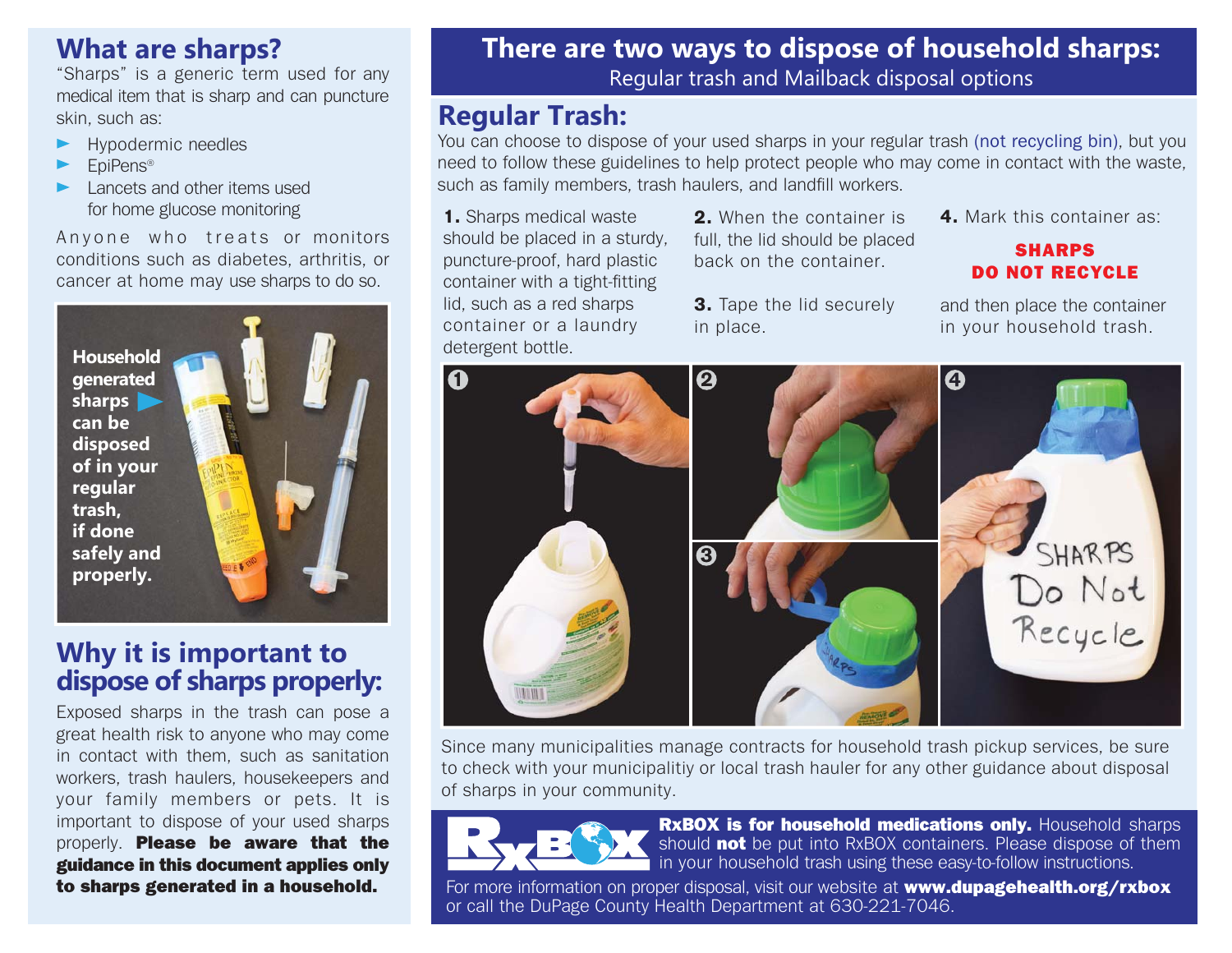## What are sharps?

"Sharps" is a generic term used for any medical item that is sharp and can puncture skin, such as:

- Hypodermic needles
- EpiPens®
- Lancets and other items used for home glucose monitoring

Anyone who treats or monitors conditions such as diabetes, arthritis, or cancer at home may use sharps to do so.

**Household generated sharps can be disposed of in your regular trash, if done safely and properly.**

## Why it is important to dispose of sharps properly:

Exposed sharps in the trash can pose a great health risk to anyone who may come in contact with them, such as sanitation workers, trash haulers, housekeepers and your family members or pets. It is important to dispose of your used sharps properly. **Please be aware that the guidance in this document applies only to sharps generated in a household.**

## There are two ways to dispose of household sharps:

Regular trash and Mailback disposal options

## Regular Trash:

You can choose to dispose of your used sharps in your regular trash (not recycling bin), but you need to follow these guidelines to help protect people who may come in contact with the waste, such as family members, trash haulers, and landfill workers.

**1.** Sharps medical waste should be placed in a sturdy, puncture-proof, hard plastic container with a tight-fitting lid, such as a red sharps container or a laundry detergent bottle.

**2.** When the container is full, the lid should be placed back on the container.

**3.** Tape the lid securely in place.

**4.** Mark this container as:

**SHARPS**
**DO NOT RECYCLE**

and then place the container in your household trash.

Since many municipalities manage contracts for household trash pickup services, be sure to check with your municipalitiy or local trash hauler for any other guidance about disposal of sharps in your community.

**RxBOX is for household medications only.** Household sharps should **not** be put into RxBOX containers. Please dispose of them in your household trash using these easy-to-follow instructions.

For more information on proper disposal, visit our website at **www.dupagehealth.org/rxbox** or call the DuPage County Health Department at 630-221-7046.